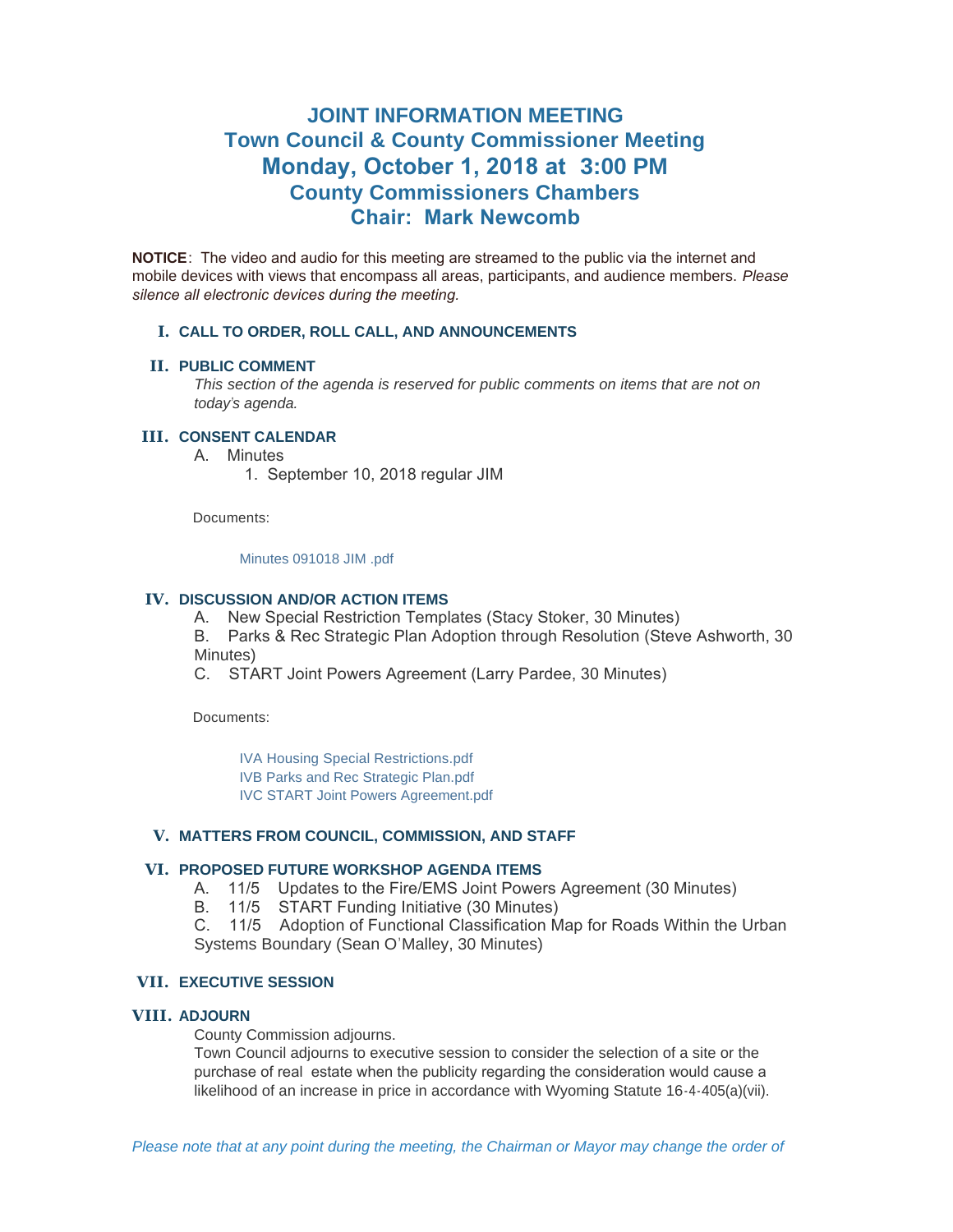# JOINT INFORMATION MEETING
## Town Council & County Commissioner Meeting
## Monday, October 1, 2018 at 3:00 PM
## County Commissioners Chambers
## Chair: Mark Newcomb

**NOTICE**: The video and audio for this meeting are streamed to the public via the internet and mobile devices with views that encompass all areas, participants, and audience members. *Please silence all electronic devices during the meeting.*

### I. CALL TO ORDER, ROLL CALL, AND ANNOUNCEMENTS

### II. PUBLIC COMMENT

*This section of the agenda is reserved for public comments on items that are not on today's agenda.*

### III. CONSENT CALENDAR

A. Minutes
   1. September 10, 2018 regular JIM

Documents:

Minutes 091018 JIM .pdf

### IV. DISCUSSION AND/OR ACTION ITEMS

A. New Special Restriction Templates (Stacy Stoker, 30 Minutes)

B. Parks & Rec Strategic Plan Adoption through Resolution (Steve Ashworth, 30 Minutes)

C. START Joint Powers Agreement (Larry Pardee, 30 Minutes)

Documents:

IVA Housing Special Restrictions.pdf
IVB Parks and Rec Strategic Plan.pdf
IVC START Joint Powers Agreement.pdf

### V. MATTERS FROM COUNCIL, COMMISSION, AND STAFF

### VI. PROPOSED FUTURE WORKSHOP AGENDA ITEMS

A. 11/5 Updates to the Fire/EMS Joint Powers Agreement (30 Minutes)

B. 11/5 START Funding Initiative (30 Minutes)

C. 11/5 Adoption of Functional Classification Map for Roads Within the Urban Systems Boundary (Sean O'Malley, 30 Minutes)

### VII. EXECUTIVE SESSION

### VIII. ADJOURN

County Commission adjourns.

Town Council adjourns to executive session to consider the selection of a site or the purchase of real estate when the publicity regarding the consideration would cause a likelihood of an increase in price in accordance with Wyoming Statute 16-4-405(a)(vii).

*Please note that at any point during the meeting, the Chairman or Mayor may change the order of*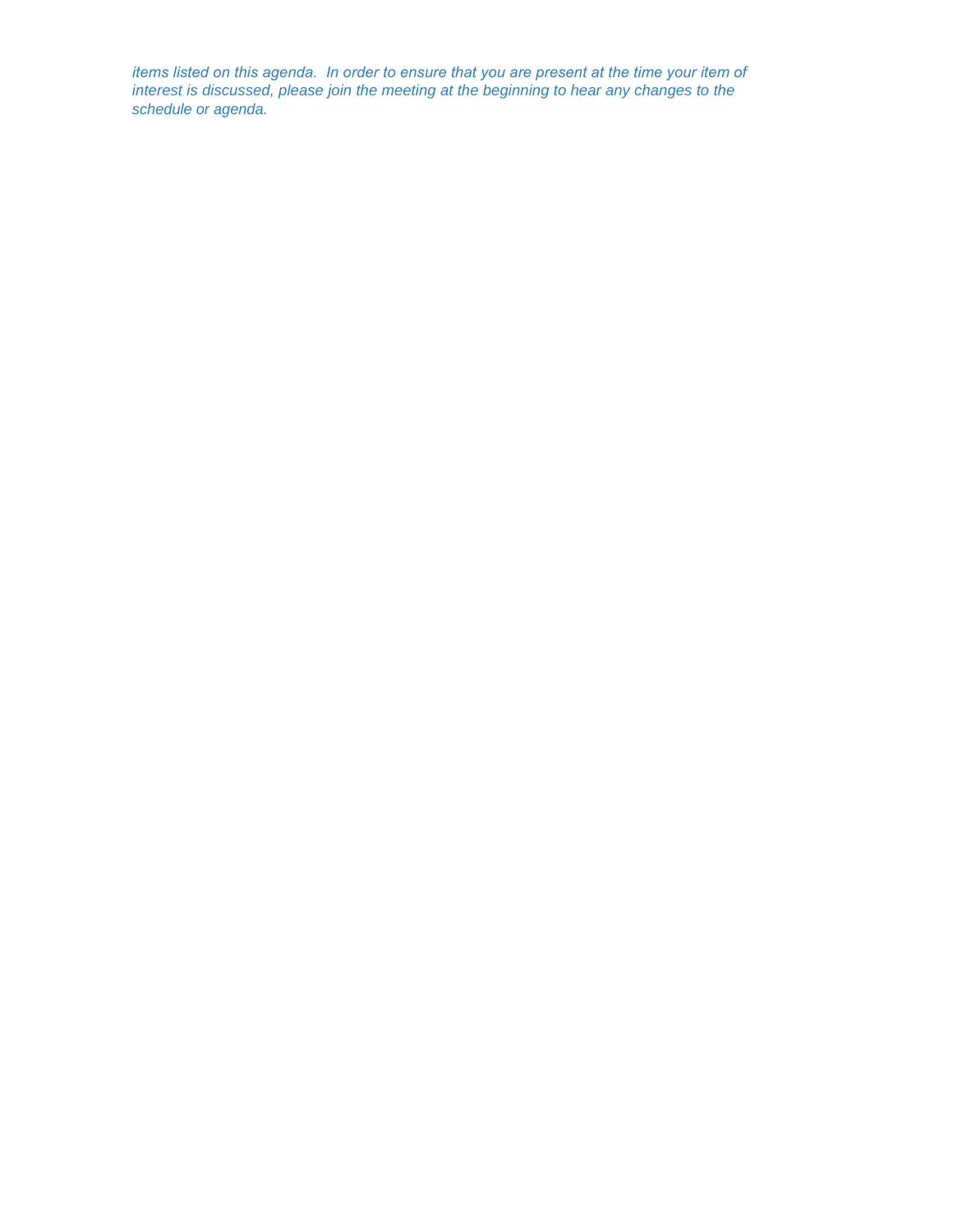*items listed on this agenda. In order to ensure that you are present at the time your item of interest is discussed, please join the meeting at the beginning to hear any changes to the schedule or agenda.*